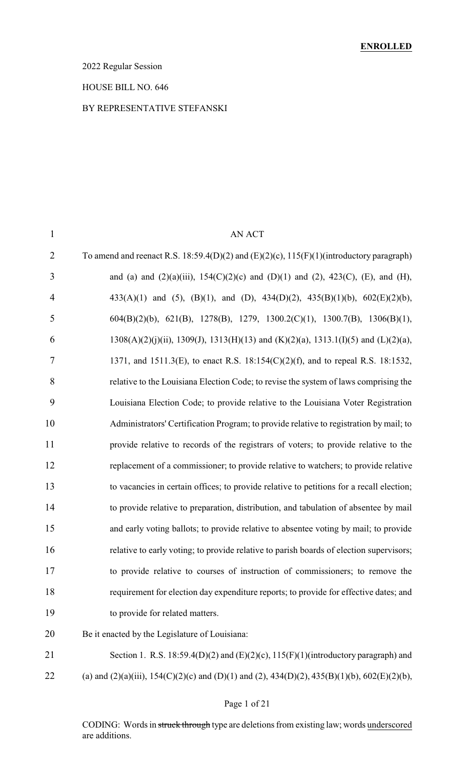**ENROLLED**

2022 Regular Session

HOUSE BILL NO. 646

BY REPRESENTATIVE STEFANSKI

AN ACT

To amend and reenact R.S. 18:59.4(D)(2) and (E)(2)(c), 115(F)(1)(introductory paragraph) and (a) and (2)(a)(iii), 154(C)(2)(c) and (D)(1) and (2), 423(C), (E), and (H), 433(A)(1) and (5), (B)(1), and (D), 434(D)(2), 435(B)(1)(b), 602(E)(2)(b), 604(B)(2)(b), 621(B), 1278(B), 1279, 1300.2(C)(1), 1300.7(B), 1306(B)(1), 1308(A)(2)(j)(ii), 1309(J), 1313(H)(13) and (K)(2)(a), 1313.1(I)(5) and (L)(2)(a), 1371, and 1511.3(E), to enact R.S. 18:154(C)(2)(f), and to repeal R.S. 18:1532, relative to the Louisiana Election Code; to revise the system of laws comprising the Louisiana Election Code; to provide relative to the Louisiana Voter Registration Administrators' Certification Program; to provide relative to registration by mail; to provide relative to records of the registrars of voters; to provide relative to the replacement of a commissioner; to provide relative to watchers; to provide relative to vacancies in certain offices; to provide relative to petitions for a recall election; to provide relative to preparation, distribution, and tabulation of absentee by mail and early voting ballots; to provide relative to absentee voting by mail; to provide relative to early voting; to provide relative to parish boards of election supervisors; to provide relative to courses of instruction of commissioners; to remove the requirement for election day expenditure reports; to provide for effective dates; and to provide for related matters.

Be it enacted by the Legislature of Louisiana:

Section 1. R.S. 18:59.4(D)(2) and (E)(2)(c), 115(F)(1)(introductory paragraph) and (a) and (2)(a)(iii), 154(C)(2)(c) and (D)(1) and (2), 434(D)(2), 435(B)(1)(b), 602(E)(2)(b),

CODING: Words in ~~struck through~~ type are deletions from existing law; words underscored are additions.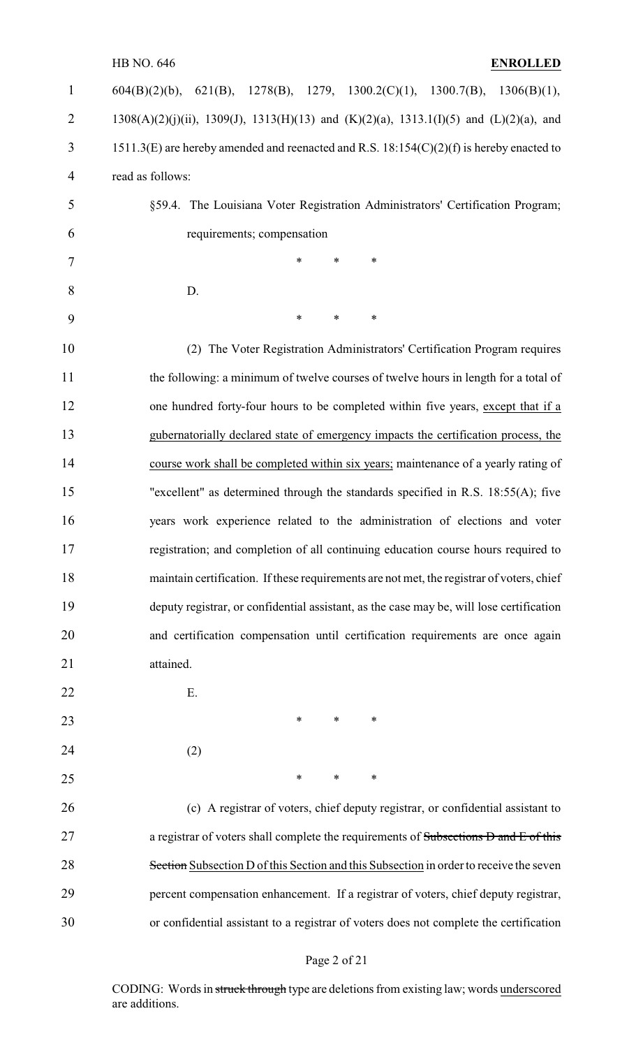604(B)(2)(b), 621(B), 1278(B), 1279, 1300.2(C)(1), 1300.7(B), 1306(B)(1), 1308(A)(2)(j)(ii), 1309(J), 1313(H)(13) and (K)(2)(a), 1313.1(I)(5) and (L)(2)(a), and 1511.3(E) are hereby amended and reenacted and R.S. 18:154(C)(2)(f) is hereby enacted to read as follows:

§59.4. The Louisiana Voter Registration Administrators' Certification Program; requirements; compensation

\* \* \*

D.

\* \* \*

(2) The Voter Registration Administrators' Certification Program requires the following: a minimum of twelve courses of twelve hours in length for a total of one hundred forty-four hours to be completed within five years, <u>except that if a gubernatorially declared state of emergency impacts the certification process, the course work shall be completed within six years;</u> maintenance of a yearly rating of "excellent" as determined through the standards specified in R.S. 18:55(A); five years work experience related to the administration of elections and voter registration; and completion of all continuing education course hours required to maintain certification. If these requirements are not met, the registrar of voters, chief deputy registrar, or confidential assistant, as the case may be, will lose certification and certification compensation until certification requirements are once again attained.

E.

\* \* \*

(2)

\* \* \*

(c) A registrar of voters, chief deputy registrar, or confidential assistant to a registrar of voters shall complete the requirements of ~~Subsections D and E of this Section~~ <u>Subsection D of this Section and this Subsection</u> in order to receive the seven percent compensation enhancement. If a registrar of voters, chief deputy registrar, or confidential assistant to a registrar of voters does not complete the certification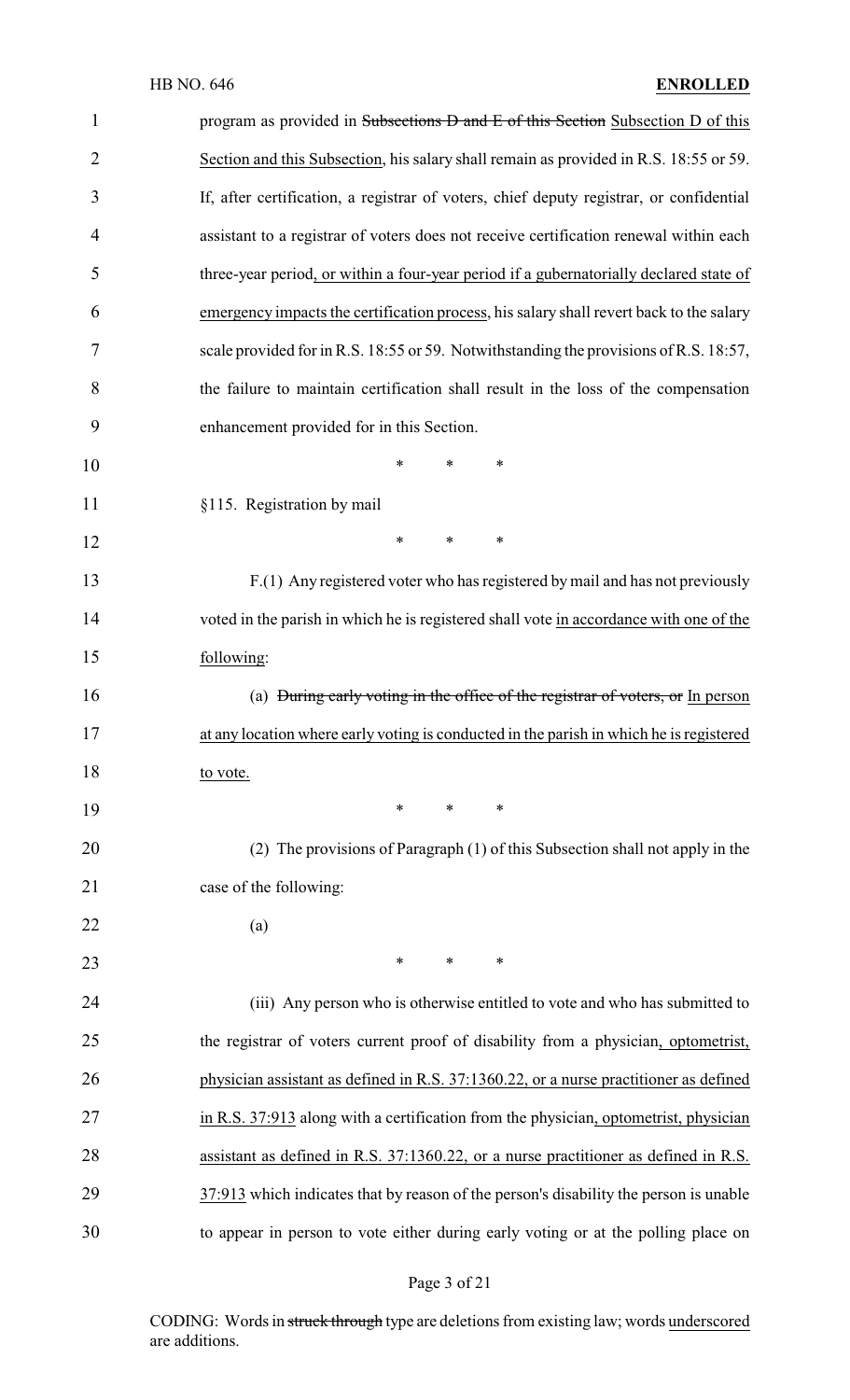program as provided in ~~Subsections D and E of this Section~~ Subsection D of this Section and this Subsection, his salary shall remain as provided in R.S. 18:55 or 59. If, after certification, a registrar of voters, chief deputy registrar, or confidential assistant to a registrar of voters does not receive certification renewal within each three-year period, or within a four-year period if a gubernatorially declared state of emergency impacts the certification process, his salary shall revert back to the salary scale provided for in R.S. 18:55 or 59. Notwithstanding the provisions of R.S. 18:57, the failure to maintain certification shall result in the loss of the compensation enhancement provided for in this Section.

\* \* \*

§115. Registration by mail

\* \* \*

F.(1) Any registered voter who has registered by mail and has not previously voted in the parish in which he is registered shall vote in accordance with one of the following:

(a) ~~During early voting in the office of the registrar of voters, or~~ In person at any location where early voting is conducted in the parish in which he is registered to vote.

\* \* \*

(2) The provisions of Paragraph (1) of this Subsection shall not apply in the case of the following:

(a)

\* \* \*

(iii) Any person who is otherwise entitled to vote and who has submitted to the registrar of voters current proof of disability from a physician, optometrist, physician assistant as defined in R.S. 37:1360.22, or a nurse practitioner as defined in R.S. 37:913 along with a certification from the physician, optometrist, physician assistant as defined in R.S. 37:1360.22, or a nurse practitioner as defined in R.S. 37:913 which indicates that by reason of the person's disability the person is unable to appear in person to vote either during early voting or at the polling place on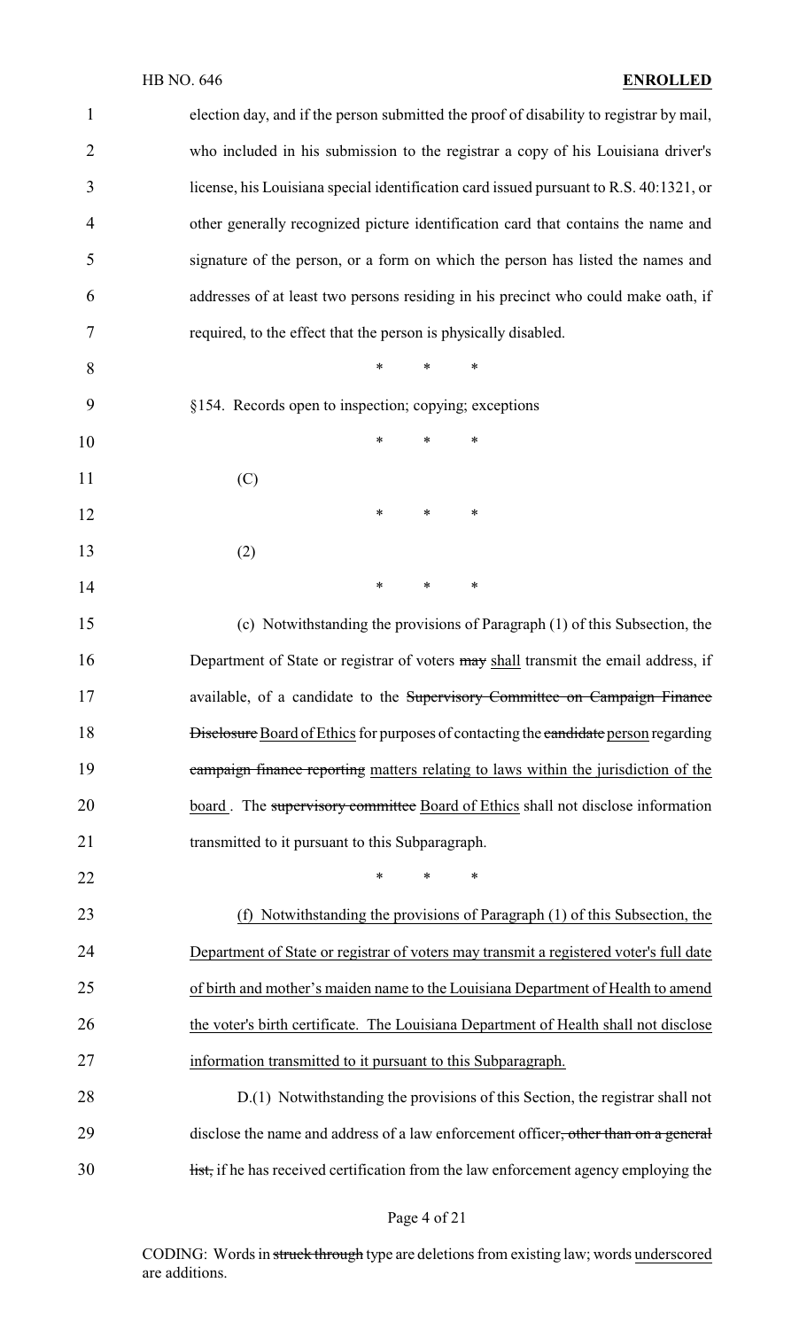election day, and if the person submitted the proof of disability to registrar by mail, who included in his submission to the registrar a copy of his Louisiana driver's license, his Louisiana special identification card issued pursuant to R.S. 40:1321, or other generally recognized picture identification card that contains the name and signature of the person, or a form on which the person has listed the names and addresses of at least two persons residing in his precinct who could make oath, if required, to the effect that the person is physically disabled.

\* \* \*

§154. Records open to inspection; copying; exceptions

\* \* \*

(C)

\* \* \*

(2)

\* \* \*

(c) Notwithstanding the provisions of Paragraph (1) of this Subsection, the Department of State or registrar of voters ~~may~~ <u>shall</u> transmit the email address, if available, of a candidate to the ~~Supervisory Committee on Campaign Finance Disclosure~~ <u>Board of Ethics</u> for purposes of contacting the ~~candidate~~ <u>person</u> regarding ~~campaign finance reporting~~ <u>matters relating to laws within the jurisdiction of the board</u>. The ~~supervisory committee~~ <u>Board of Ethics</u> shall not disclose information transmitted to it pursuant to this Subparagraph.

\* \* \*

<u>(f) Notwithstanding the provisions of Paragraph (1) of this Subsection, the Department of State or registrar of voters may transmit a registered voter's full date of birth and mother's maiden name to the Louisiana Department of Health to amend the voter's birth certificate. The Louisiana Department of Health shall not disclose information transmitted to it pursuant to this Subparagraph.</u>

D.(1) Notwithstanding the provisions of this Section, the registrar shall not disclose the name and address of a law enforcement officer~~, other than on a general list,~~ if he has received certification from the law enforcement agency employing the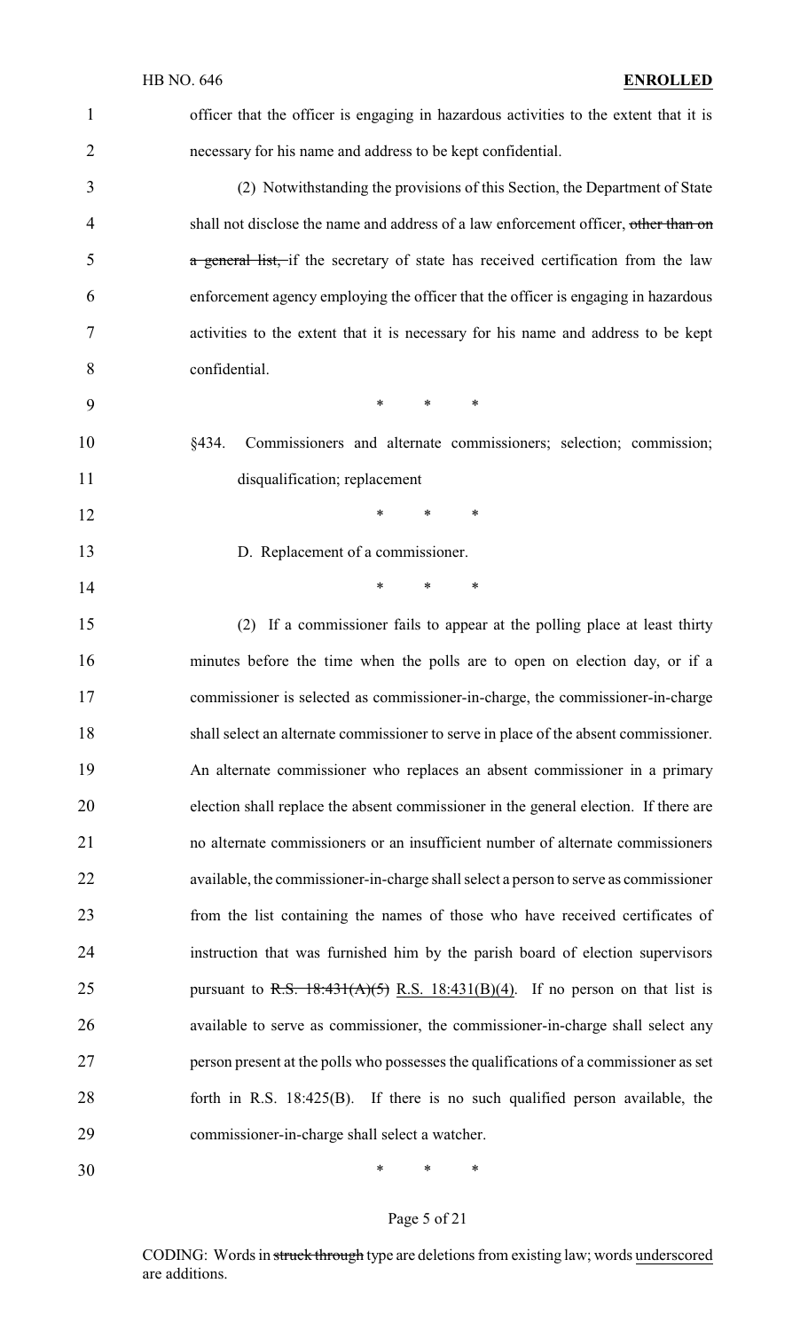officer that the officer is engaging in hazardous activities to the extent that it is necessary for his name and address to be kept confidential.

(2) Notwithstanding the provisions of this Section, the Department of State shall not disclose the name and address of a law enforcement officer, ~~other than on a general list,~~ if the secretary of state has received certification from the law enforcement agency employing the officer that the officer is engaging in hazardous activities to the extent that it is necessary for his name and address to be kept confidential.

\* \* \*

§434. Commissioners and alternate commissioners; selection; commission; disqualification; replacement

\* \* \*

D. Replacement of a commissioner.

\* \* \*

(2) If a commissioner fails to appear at the polling place at least thirty minutes before the time when the polls are to open on election day, or if a commissioner is selected as commissioner-in-charge, the commissioner-in-charge shall select an alternate commissioner to serve in place of the absent commissioner. An alternate commissioner who replaces an absent commissioner in a primary election shall replace the absent commissioner in the general election. If there are no alternate commissioners or an insufficient number of alternate commissioners available, the commissioner-in-charge shall select a person to serve as commissioner from the list containing the names of those who have received certificates of instruction that was furnished him by the parish board of election supervisors pursuant to ~~R.S. 18:431(A)(5)~~ <u>R.S. 18:431(B)(4)</u>. If no person on that list is available to serve as commissioner, the commissioner-in-charge shall select any person present at the polls who possesses the qualifications of a commissioner as set forth in R.S. 18:425(B). If there is no such qualified person available, the commissioner-in-charge shall select a watcher.

\* \* \*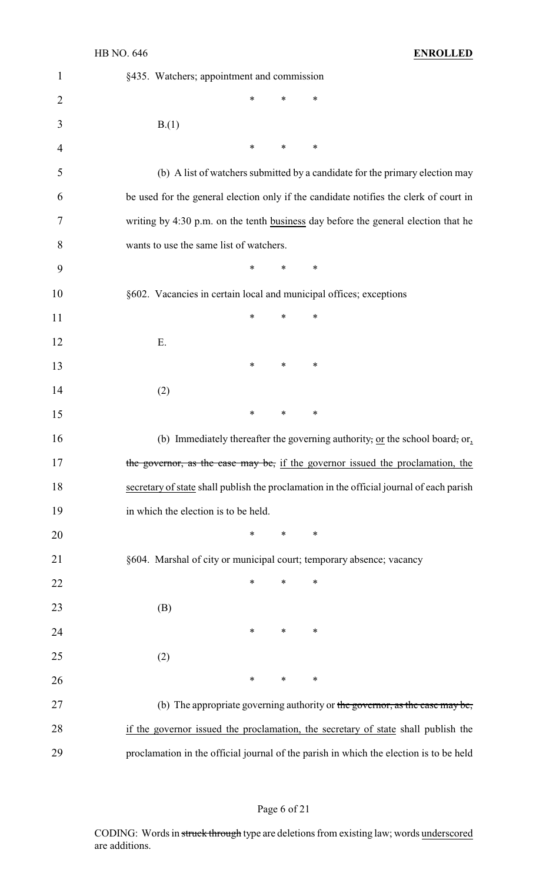§435. Watchers; appointment and commission

\* \* \*

B.(1)

\* \* \*

(b) A list of watchers submitted by a candidate for the primary election may be used for the general election only if the candidate notifies the clerk of court in writing by 4:30 p.m. on the tenth <u>business</u> day before the general election that he wants to use the same list of watchers.

\* \* \*

§602. Vacancies in certain local and municipal offices; exceptions

\* \* \*

E.

\* \* \*

(2)

\* \* \*

(b) Immediately thereafter the governing authority~~,~~ <u>or</u> the school board~~,~~ or<u>,</u> ~~the governor, as the case may be,~~ <u>if the governor issued the proclamation, the secretary of state</u> shall publish the proclamation in the official journal of each parish in which the election is to be held.

\* \* \*

§604. Marshal of city or municipal court; temporary absence; vacancy

\* \* \*

(B)

\* \* \*

(2)

\* \* \*

(b) The appropriate governing authority or ~~the governor, as the case may be,~~ <u>if the governor issued the proclamation, the secretary of state</u> shall publish the proclamation in the official journal of the parish in which the election is to be held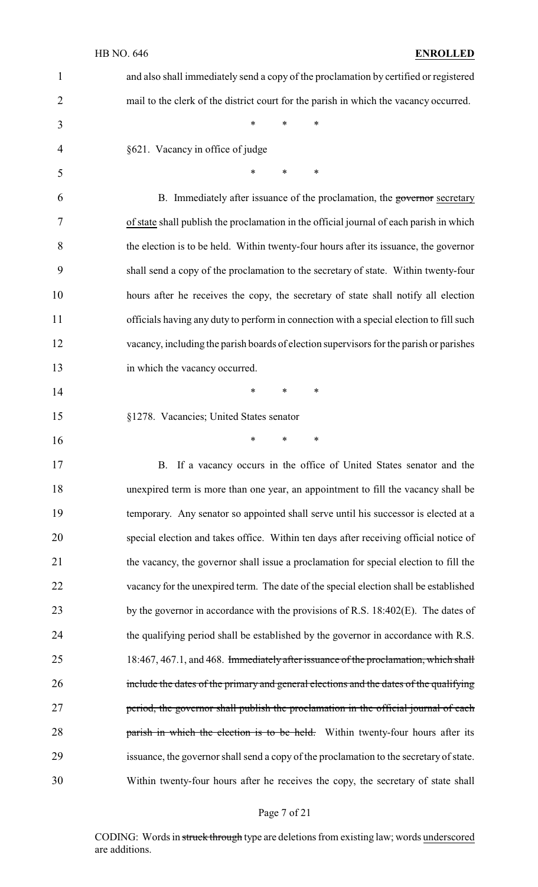and also shall immediately send a copy of the proclamation by certified or registered mail to the clerk of the district court for the parish in which the vacancy occurred.

\* \* \*

§621. Vacancy in office of judge

\* \* \*

B. Immediately after issuance of the proclamation, the ~~governor~~ secretary of state shall publish the proclamation in the official journal of each parish in which the election is to be held. Within twenty-four hours after its issuance, the governor shall send a copy of the proclamation to the secretary of state. Within twenty-four hours after he receives the copy, the secretary of state shall notify all election officials having any duty to perform in connection with a special election to fill such vacancy, including the parish boards of election supervisors for the parish or parishes in which the vacancy occurred.

\* \* \*

§1278. Vacancies; United States senator

\* \* \*

B. If a vacancy occurs in the office of United States senator and the unexpired term is more than one year, an appointment to fill the vacancy shall be temporary. Any senator so appointed shall serve until his successor is elected at a special election and takes office. Within ten days after receiving official notice of the vacancy, the governor shall issue a proclamation for special election to fill the vacancy for the unexpired term. The date of the special election shall be established by the governor in accordance with the provisions of R.S. 18:402(E). The dates of the qualifying period shall be established by the governor in accordance with R.S. 18:467, 467.1, and 468. ~~Immediately after issuance of the proclamation, which shall include the dates of the primary and general elections and the dates of the qualifying period, the governor shall publish the proclamation in the official journal of each parish in which the election is to be held.~~ Within twenty-four hours after its issuance, the governor shall send a copy of the proclamation to the secretary of state. Within twenty-four hours after he receives the copy, the secretary of state shall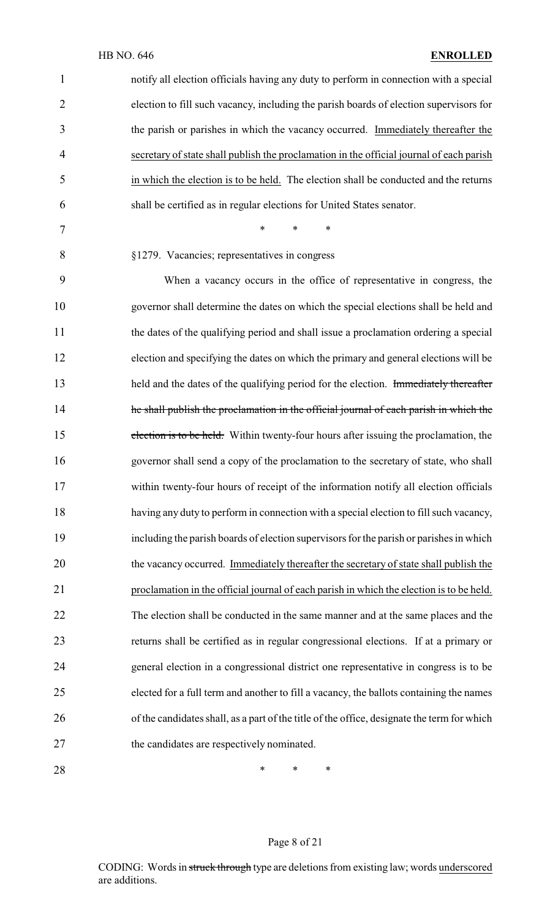notify all election officials having any duty to perform in connection with a special election to fill such vacancy, including the parish boards of election supervisors for the parish or parishes in which the vacancy occurred. <u>Immediately thereafter the secretary of state shall publish the proclamation in the official journal of each parish in which the election is to be held.</u> The election shall be conducted and the returns shall be certified as in regular elections for United States senator.

\* \* \*

§1279. Vacancies; representatives in congress

When a vacancy occurs in the office of representative in congress, the governor shall determine the dates on which the special elections shall be held and the dates of the qualifying period and shall issue a proclamation ordering a special election and specifying the dates on which the primary and general elections will be held and the dates of the qualifying period for the election. ~~Immediately thereafter he shall publish the proclamation in the official journal of each parish in which the election is to be held.~~ Within twenty-four hours after issuing the proclamation, the governor shall send a copy of the proclamation to the secretary of state, who shall within twenty-four hours of receipt of the information notify all election officials having any duty to perform in connection with a special election to fill such vacancy, including the parish boards of election supervisors for the parish or parishes in which the vacancy occurred. <u>Immediately thereafter the secretary of state shall publish the proclamation in the official journal of each parish in which the election is to be held.</u> The election shall be conducted in the same manner and at the same places and the returns shall be certified as in regular congressional elections. If at a primary or general election in a congressional district one representative in congress is to be elected for a full term and another to fill a vacancy, the ballots containing the names of the candidates shall, as a part of the title of the office, designate the term for which the candidates are respectively nominated.

\* \* \*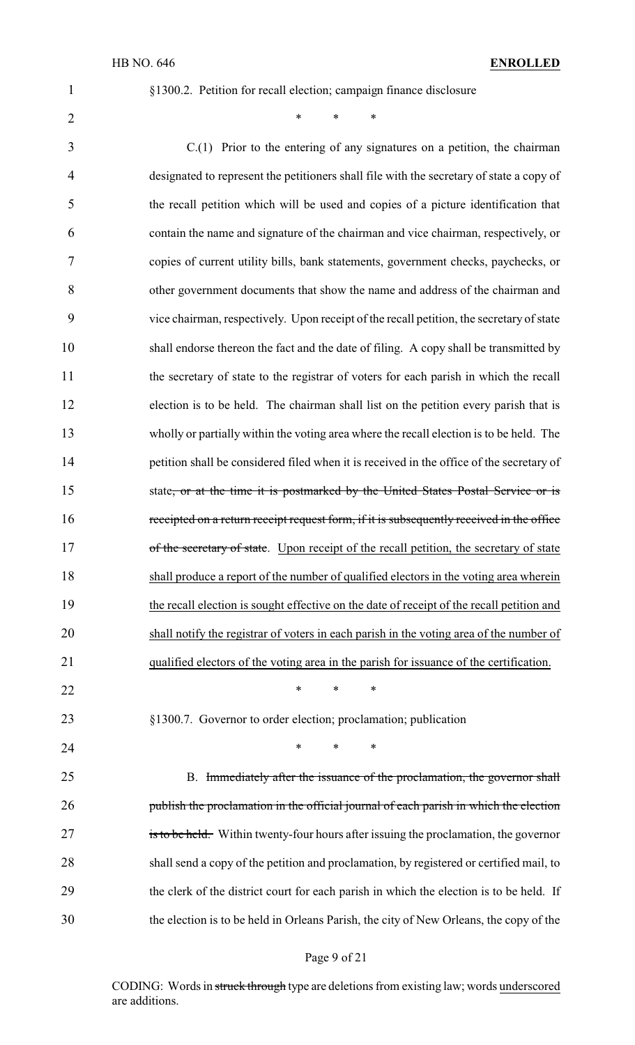§1300.2. Petition for recall election; campaign finance disclosure

\* \* \*

C.(1) Prior to the entering of any signatures on a petition, the chairman designated to represent the petitioners shall file with the secretary of state a copy of the recall petition which will be used and copies of a picture identification that contain the name and signature of the chairman and vice chairman, respectively, or copies of current utility bills, bank statements, government checks, paychecks, or other government documents that show the name and address of the chairman and vice chairman, respectively. Upon receipt of the recall petition, the secretary of state shall endorse thereon the fact and the date of filing. A copy shall be transmitted by the secretary of state to the registrar of voters for each parish in which the recall election is to be held. The chairman shall list on the petition every parish that is wholly or partially within the voting area where the recall election is to be held. The petition shall be considered filed when it is received in the office of the secretary of state~~, or at the time it is postmarked by the United States Postal Service or is receipted on a return receipt request form, if it is subsequently received in the office of the secretary of state~~. <u>Upon receipt of the recall petition, the secretary of state shall produce a report of the number of qualified electors in the voting area wherein the recall election is sought effective on the date of receipt of the recall petition and shall notify the registrar of voters in each parish in the voting area of the number of qualified electors of the voting area in the parish for issuance of the certification.</u>

\* \* \*

§1300.7. Governor to order election; proclamation; publication

\* \* \*

B. ~~Immediately after the issuance of the proclamation, the governor shall publish the proclamation in the official journal of each parish in which the election is to be held.~~ Within twenty-four hours after issuing the proclamation, the governor shall send a copy of the petition and proclamation, by registered or certified mail, to the clerk of the district court for each parish in which the election is to be held. If the election is to be held in Orleans Parish, the city of New Orleans, the copy of the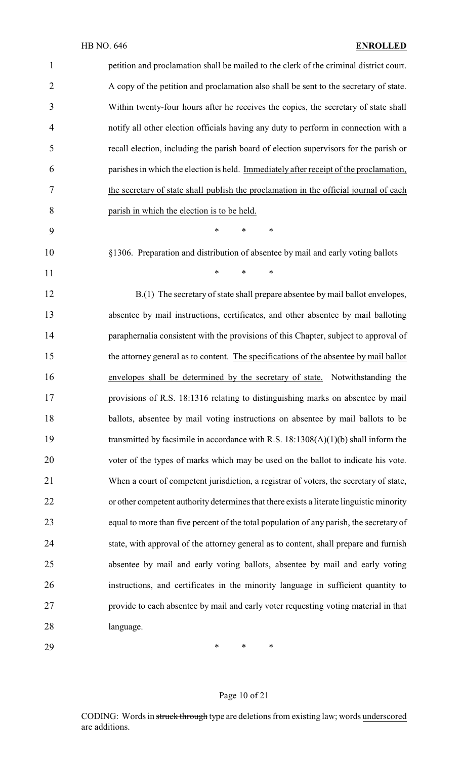petition and proclamation shall be mailed to the clerk of the criminal district court. A copy of the petition and proclamation also shall be sent to the secretary of state. Within twenty-four hours after he receives the copies, the secretary of state shall notify all other election officials having any duty to perform in connection with a recall election, including the parish board of election supervisors for the parish or parishes in which the election is held. <u>Immediately after receipt of the proclamation, the secretary of state shall publish the proclamation in the official journal of each parish in which the election is to be held.</u>

\* \* \*

§1306. Preparation and distribution of absentee by mail and early voting ballots

\* \* \*

B.(1) The secretary of state shall prepare absentee by mail ballot envelopes, absentee by mail instructions, certificates, and other absentee by mail balloting paraphernalia consistent with the provisions of this Chapter, subject to approval of the attorney general as to content. <u>The specifications of the absentee by mail ballot envelopes shall be determined by the secretary of state.</u> Notwithstanding the provisions of R.S. 18:1316 relating to distinguishing marks on absentee by mail ballots, absentee by mail voting instructions on absentee by mail ballots to be transmitted by facsimile in accordance with R.S. 18:1308(A)(1)(b) shall inform the voter of the types of marks which may be used on the ballot to indicate his vote. When a court of competent jurisdiction, a registrar of voters, the secretary of state, or other competent authority determines that there exists a literate linguistic minority equal to more than five percent of the total population of any parish, the secretary of state, with approval of the attorney general as to content, shall prepare and furnish absentee by mail and early voting ballots, absentee by mail and early voting instructions, and certificates in the minority language in sufficient quantity to provide to each absentee by mail and early voter requesting voting material in that language.

\* \* \*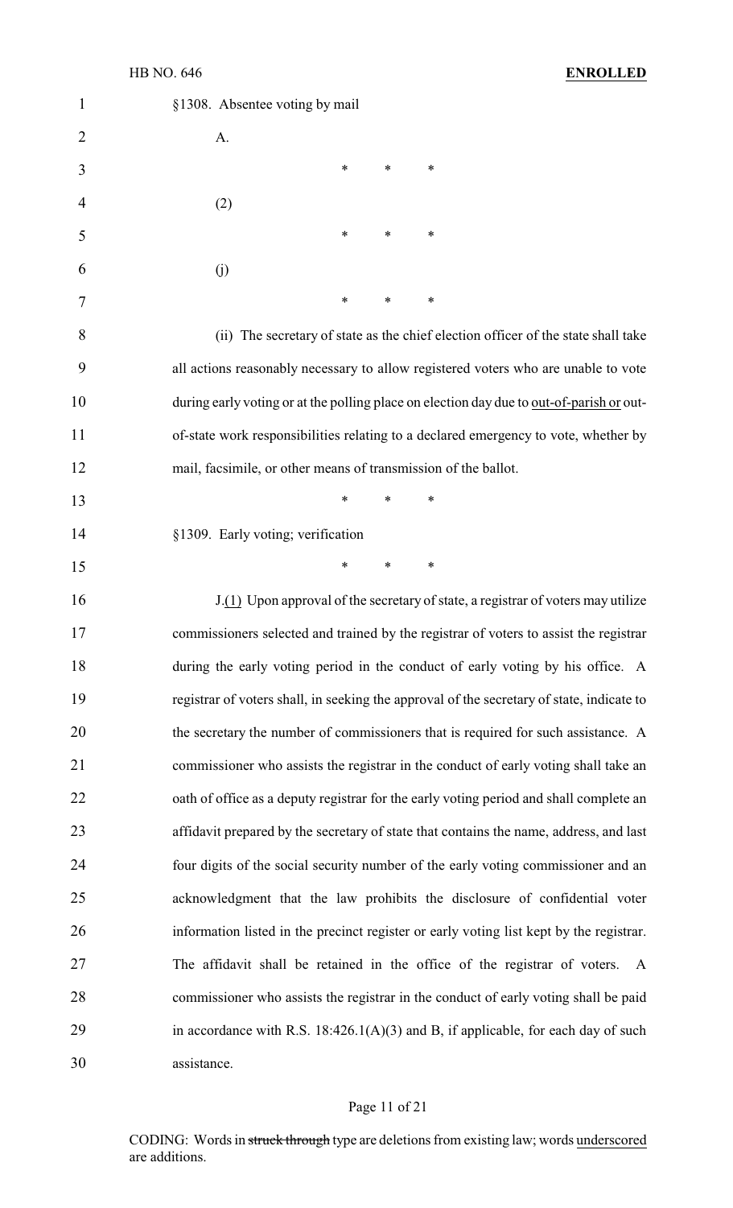§1308. Absentee voting by mail

A.

\* \* \*

(2)

\* \* \*

(j)

\* \* \*

(ii) The secretary of state as the chief election officer of the state shall take all actions reasonably necessary to allow registered voters who are unable to vote during early voting or at the polling place on election day due to out-of-parish or out-of-state work responsibilities relating to a declared emergency to vote, whether by mail, facsimile, or other means of transmission of the ballot.

\* \* \*

§1309. Early voting; verification

\* \* \*

J.(1) Upon approval of the secretary of state, a registrar of voters may utilize commissioners selected and trained by the registrar of voters to assist the registrar during the early voting period in the conduct of early voting by his office. A registrar of voters shall, in seeking the approval of the secretary of state, indicate to the secretary the number of commissioners that is required for such assistance. A commissioner who assists the registrar in the conduct of early voting shall take an oath of office as a deputy registrar for the early voting period and shall complete an affidavit prepared by the secretary of state that contains the name, address, and last four digits of the social security number of the early voting commissioner and an acknowledgment that the law prohibits the disclosure of confidential voter information listed in the precinct register or early voting list kept by the registrar. The affidavit shall be retained in the office of the registrar of voters. A commissioner who assists the registrar in the conduct of early voting shall be paid in accordance with R.S. 18:426.1(A)(3) and B, if applicable, for each day of such assistance.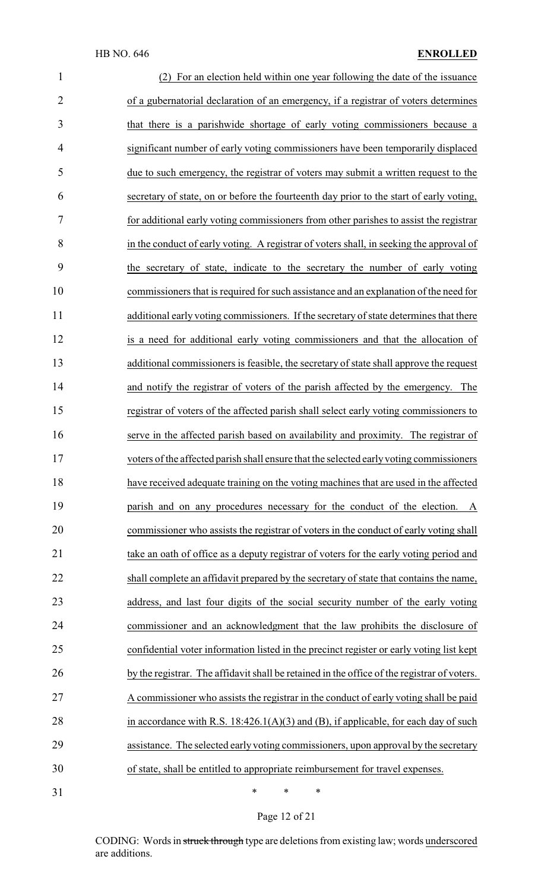(2) For an election held within one year following the date of the issuance of a gubernatorial declaration of an emergency, if a registrar of voters determines that there is a parishwide shortage of early voting commissioners because a significant number of early voting commissioners have been temporarily displaced due to such emergency, the registrar of voters may submit a written request to the secretary of state, on or before the fourteenth day prior to the start of early voting, for additional early voting commissioners from other parishes to assist the registrar in the conduct of early voting. A registrar of voters shall, in seeking the approval of the secretary of state, indicate to the secretary the number of early voting commissioners that is required for such assistance and an explanation of the need for additional early voting commissioners. If the secretary of state determines that there is a need for additional early voting commissioners and that the allocation of additional commissioners is feasible, the secretary of state shall approve the request and notify the registrar of voters of the parish affected by the emergency. The registrar of voters of the affected parish shall select early voting commissioners to serve in the affected parish based on availability and proximity. The registrar of voters of the affected parish shall ensure that the selected early voting commissioners have received adequate training on the voting machines that are used in the affected parish and on any procedures necessary for the conduct of the election. A commissioner who assists the registrar of voters in the conduct of early voting shall take an oath of office as a deputy registrar of voters for the early voting period and shall complete an affidavit prepared by the secretary of state that contains the name, address, and last four digits of the social security number of the early voting commissioner and an acknowledgment that the law prohibits the disclosure of confidential voter information listed in the precinct register or early voting list kept by the registrar. The affidavit shall be retained in the office of the registrar of voters. A commissioner who assists the registrar in the conduct of early voting shall be paid in accordance with R.S. 18:426.1(A)(3) and (B), if applicable, for each day of such assistance. The selected early voting commissioners, upon approval by the secretary of state, shall be entitled to appropriate reimbursement for travel expenses.

\* \* \*

CODING: Words in struck through type are deletions from existing law; words underscored are additions.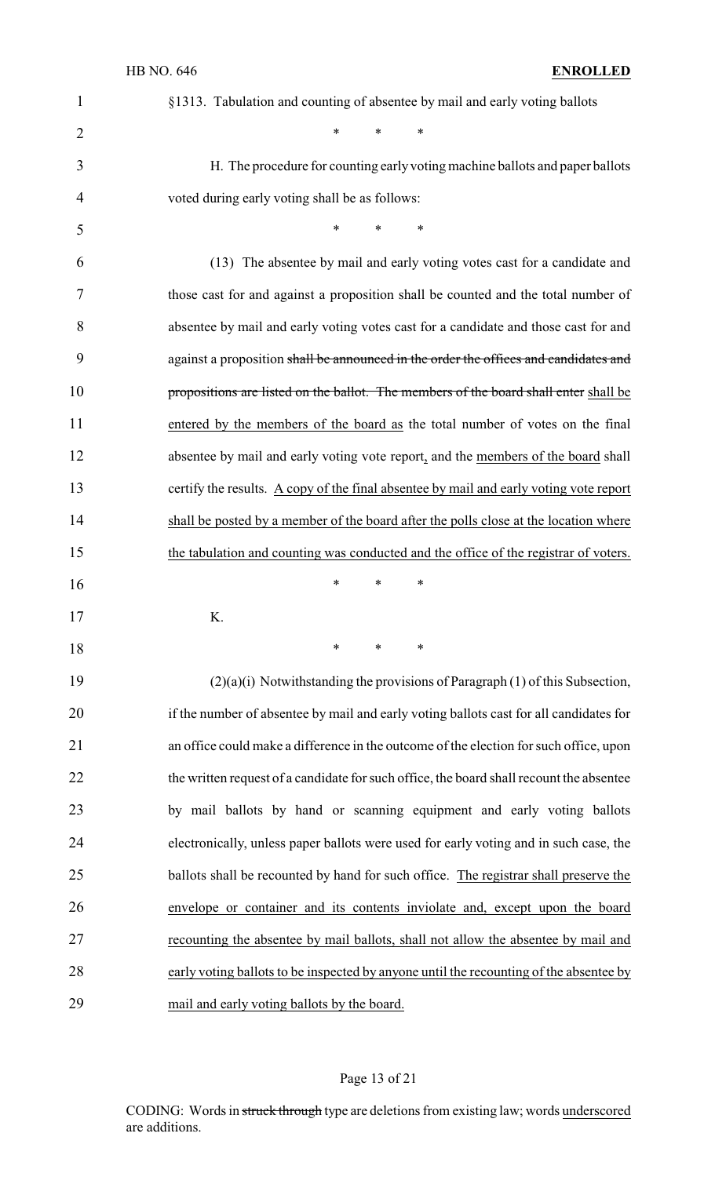§1313. Tabulation and counting of absentee by mail and early voting ballots

\* \* \*

H. The procedure for counting early voting machine ballots and paper ballots voted during early voting shall be as follows:

\* \* \*

(13) The absentee by mail and early voting votes cast for a candidate and those cast for and against a proposition shall be counted and the total number of absentee by mail and early voting votes cast for a candidate and those cast for and against a proposition ~~shall be announced in the order the offices and candidates and propositions are listed on the ballot. The members of the board shall enter~~ shall be entered by the members of the board as the total number of votes on the final absentee by mail and early voting vote report, and the members of the board shall certify the results. A copy of the final absentee by mail and early voting vote report shall be posted by a member of the board after the polls close at the location where the tabulation and counting was conducted and the office of the registrar of voters.

\* \* \*

K.

\* \* \*

(2)(a)(i) Notwithstanding the provisions of Paragraph (1) of this Subsection, if the number of absentee by mail and early voting ballots cast for all candidates for an office could make a difference in the outcome of the election for such office, upon the written request of a candidate for such office, the board shall recount the absentee by mail ballots by hand or scanning equipment and early voting ballots electronically, unless paper ballots were used for early voting and in such case, the ballots shall be recounted by hand for such office. The registrar shall preserve the envelope or container and its contents inviolate and, except upon the board recounting the absentee by mail ballots, shall not allow the absentee by mail and early voting ballots to be inspected by anyone until the recounting of the absentee by mail and early voting ballots by the board.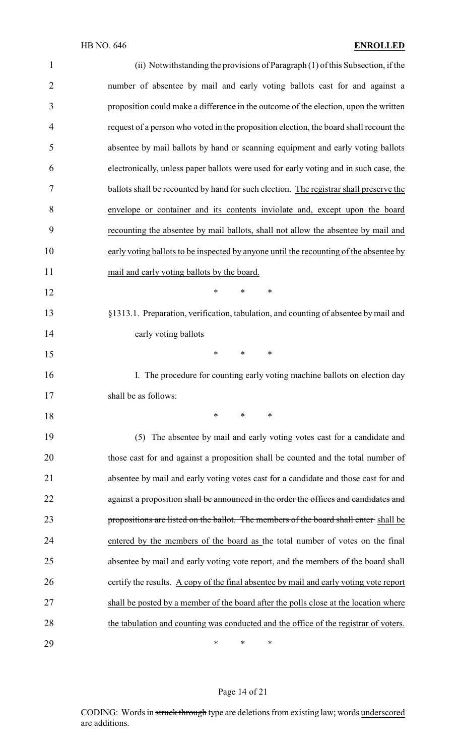(ii) Notwithstanding the provisions of Paragraph (1) of this Subsection, if the number of absentee by mail and early voting ballots cast for and against a proposition could make a difference in the outcome of the election, upon the written request of a person who voted in the proposition election, the board shall recount the absentee by mail ballots by hand or scanning equipment and early voting ballots electronically, unless paper ballots were used for early voting and in such case, the ballots shall be recounted by hand for such election. <u>The registrar shall preserve the envelope or container and its contents inviolate and, except upon the board recounting the absentee by mail ballots, shall not allow the absentee by mail and early voting ballots to be inspected by anyone until the recounting of the absentee by mail and early voting ballots by the board.</u>

\* \* \*

§1313.1. Preparation, verification, tabulation, and counting of absentee by mail and early voting ballots

\* \* \*

I. The procedure for counting early voting machine ballots on election day shall be as follows:

\* \* \*

(5) The absentee by mail and early voting votes cast for a candidate and those cast for and against a proposition shall be counted and the total number of absentee by mail and early voting votes cast for a candidate and those cast for and against a proposition ~~shall be announced in the order the offices and candidates and propositions are listed on the ballot. The members of the board shall enter~~ <u>shall be entered by the members of the board as</u> the total number of votes on the final absentee by mail and early voting vote report<u>,</u> and <u>the members of the board</u> shall certify the results. <u>A copy of the final absentee by mail and early voting vote report shall be posted by a member of the board after the polls close at the location where the tabulation and counting was conducted and the office of the registrar of voters.</u>

\* \* \*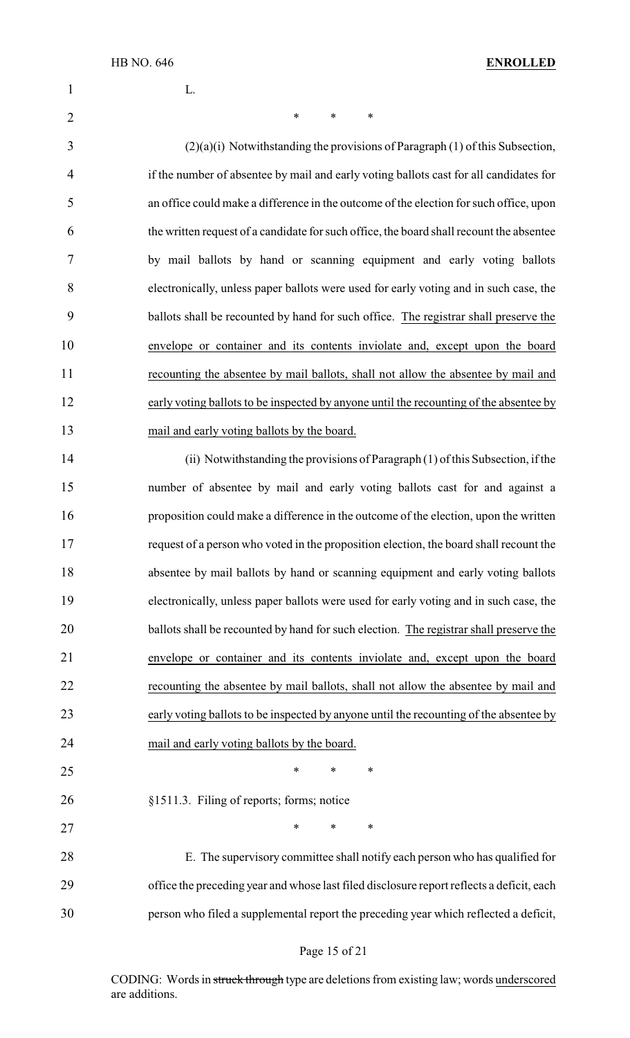L.

\* \* \*

(2)(a)(i) Notwithstanding the provisions of Paragraph (1) of this Subsection, if the number of absentee by mail and early voting ballots cast for all candidates for an office could make a difference in the outcome of the election for such office, upon the written request of a candidate for such office, the board shall recount the absentee by mail ballots by hand or scanning equipment and early voting ballots electronically, unless paper ballots were used for early voting and in such case, the ballots shall be recounted by hand for such office. <u>The registrar shall preserve the envelope or container and its contents inviolate and, except upon the board recounting the absentee by mail ballots, shall not allow the absentee by mail and early voting ballots to be inspected by anyone until the recounting of the absentee by mail and early voting ballots by the board.</u>

(ii) Notwithstanding the provisions of Paragraph (1) of this Subsection, if the number of absentee by mail and early voting ballots cast for and against a proposition could make a difference in the outcome of the election, upon the written request of a person who voted in the proposition election, the board shall recount the absentee by mail ballots by hand or scanning equipment and early voting ballots electronically, unless paper ballots were used for early voting and in such case, the ballots shall be recounted by hand for such election. <u>The registrar shall preserve the envelope or container and its contents inviolate and, except upon the board recounting the absentee by mail ballots, shall not allow the absentee by mail and early voting ballots to be inspected by anyone until the recounting of the absentee by mail and early voting ballots by the board.</u>

\* \* \*

§1511.3. Filing of reports; forms; notice

\* \* \*

E. The supervisory committee shall notify each person who has qualified for office the preceding year and whose last filed disclosure report reflects a deficit, each person who filed a supplemental report the preceding year which reflected a deficit,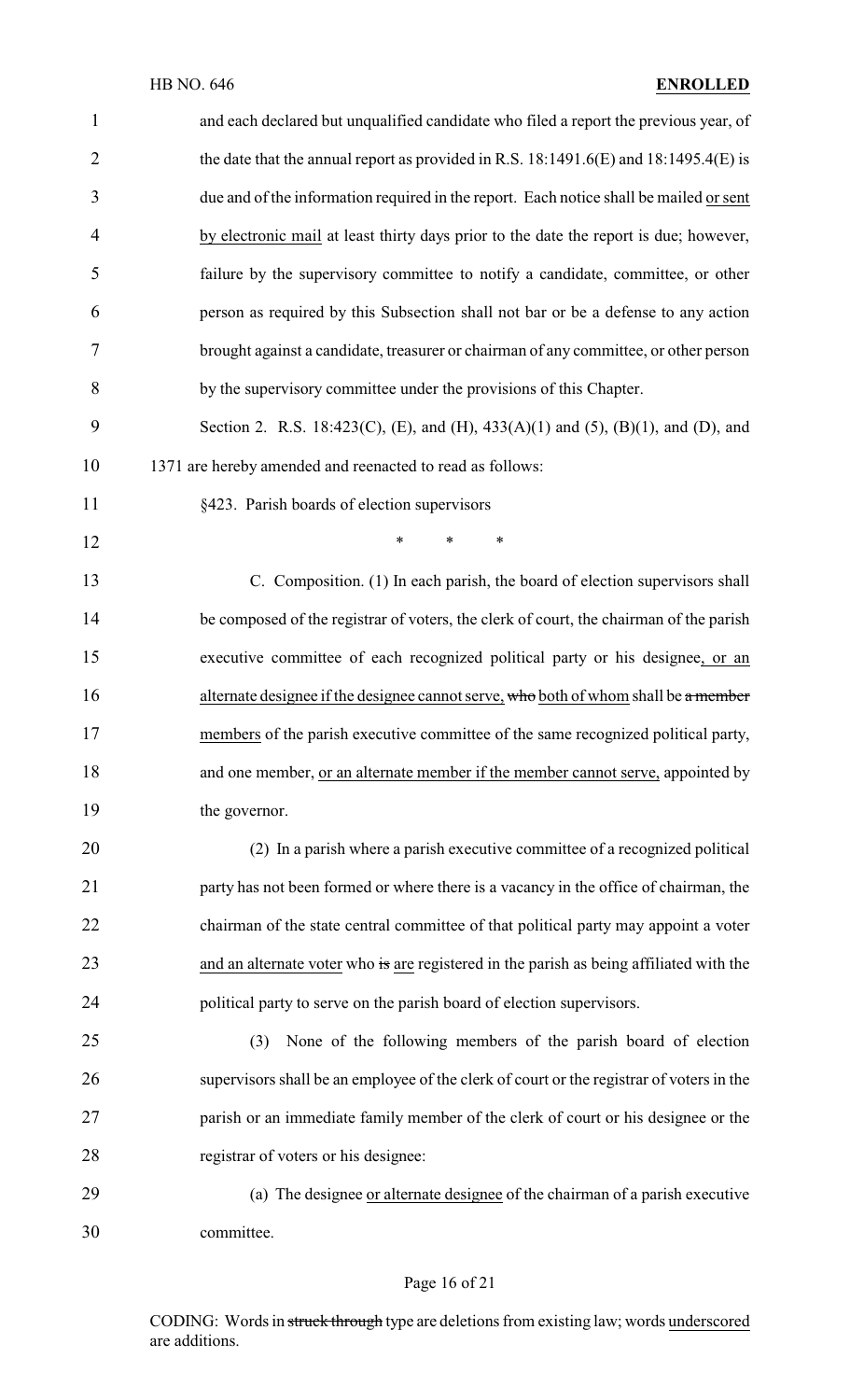and each declared but unqualified candidate who filed a report the previous year, of the date that the annual report as provided in R.S. 18:1491.6(E) and 18:1495.4(E) is due and of the information required in the report. Each notice shall be mailed or sent by electronic mail at least thirty days prior to the date the report is due; however, failure by the supervisory committee to notify a candidate, committee, or other person as required by this Subsection shall not bar or be a defense to any action brought against a candidate, treasurer or chairman of any committee, or other person by the supervisory committee under the provisions of this Chapter.

Section 2. R.S. 18:423(C), (E), and (H), 433(A)(1) and (5), (B)(1), and (D), and 1371 are hereby amended and reenacted to read as follows:

§423. Parish boards of election supervisors

\* \* \*

C. Composition. (1) In each parish, the board of election supervisors shall be composed of the registrar of voters, the clerk of court, the chairman of the parish executive committee of each recognized political party or his designee, or an alternate designee if the designee cannot serve, who both of whom shall be a member members of the parish executive committee of the same recognized political party, and one member, or an alternate member if the member cannot serve, appointed by the governor.

(2) In a parish where a parish executive committee of a recognized political party has not been formed or where there is a vacancy in the office of chairman, the chairman of the state central committee of that political party may appoint a voter and an alternate voter who is are registered in the parish as being affiliated with the political party to serve on the parish board of election supervisors.

(3) None of the following members of the parish board of election supervisors shall be an employee of the clerk of court or the registrar of voters in the parish or an immediate family member of the clerk of court or his designee or the registrar of voters or his designee:

(a) The designee or alternate designee of the chairman of a parish executive committee.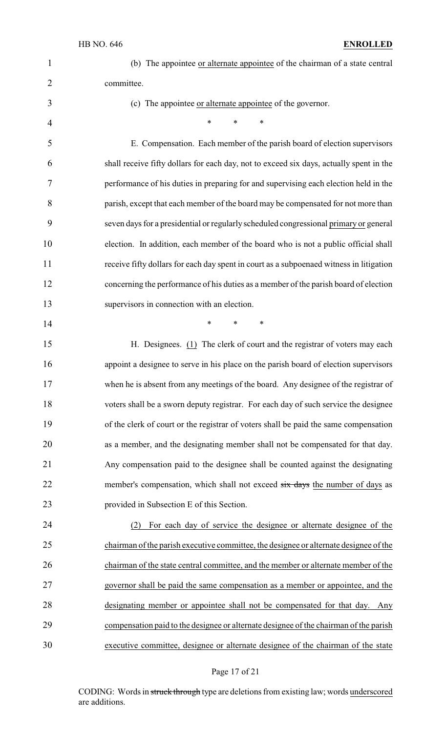(b) The appointee or alternate appointee of the chairman of a state central committee.

(c) The appointee or alternate appointee of the governor.

\* \* \*

E. Compensation. Each member of the parish board of election supervisors shall receive fifty dollars for each day, not to exceed six days, actually spent in the performance of his duties in preparing for and supervising each election held in the parish, except that each member of the board may be compensated for not more than seven days for a presidential or regularly scheduled congressional primary or general election. In addition, each member of the board who is not a public official shall receive fifty dollars for each day spent in court as a subpoenaed witness in litigation concerning the performance of his duties as a member of the parish board of election supervisors in connection with an election.

\* \* \*

H. Designees. (1) The clerk of court and the registrar of voters may each appoint a designee to serve in his place on the parish board of election supervisors when he is absent from any meetings of the board. Any designee of the registrar of voters shall be a sworn deputy registrar. For each day of such service the designee of the clerk of court or the registrar of voters shall be paid the same compensation as a member, and the designating member shall not be compensated for that day. Any compensation paid to the designee shall be counted against the designating member's compensation, which shall not exceed ~~six days~~ the number of days as provided in Subsection E of this Section.

(2) For each day of service the designee or alternate designee of the chairman of the parish executive committee, the designee or alternate designee of the chairman of the state central committee, and the member or alternate member of the governor shall be paid the same compensation as a member or appointee, and the designating member or appointee shall not be compensated for that day. Any compensation paid to the designee or alternate designee of the chairman of the parish executive committee, designee or alternate designee of the chairman of the state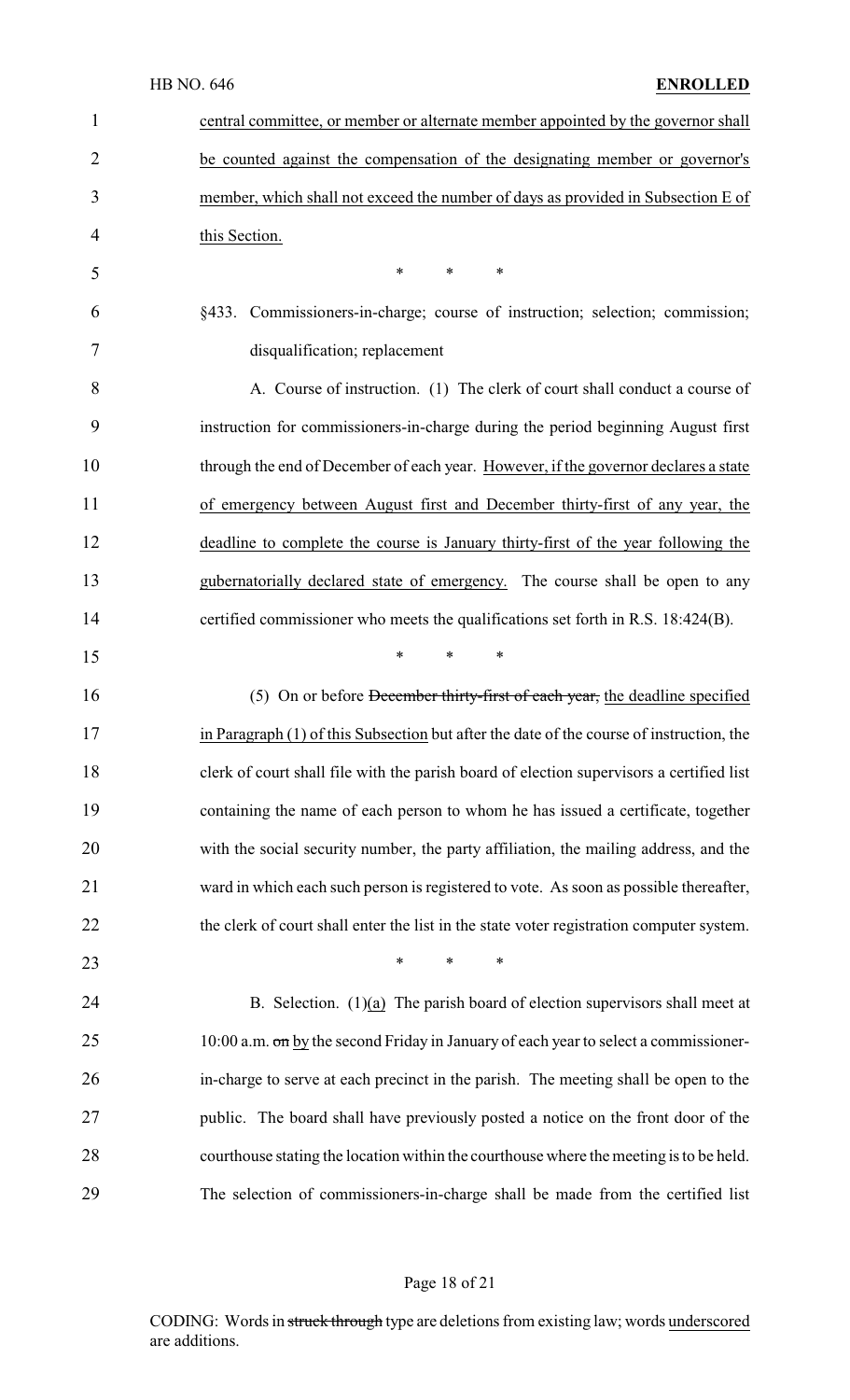central committee, or member or alternate member appointed by the governor shall be counted against the compensation of the designating member or governor's member, which shall not exceed the number of days as provided in Subsection E of this Section.

\* \* \*

§433. Commissioners-in-charge; course of instruction; selection; commission; disqualification; replacement

A. Course of instruction. (1) The clerk of court shall conduct a course of instruction for commissioners-in-charge during the period beginning August first through the end of December of each year. However, if the governor declares a state of emergency between August first and December thirty-first of any year, the deadline to complete the course is January thirty-first of the year following the gubernatorially declared state of emergency. The course shall be open to any certified commissioner who meets the qualifications set forth in R.S. 18:424(B).

\* \* \*

(5) On or before ~~December thirty-first of each year,~~ the deadline specified in Paragraph (1) of this Subsection but after the date of the course of instruction, the clerk of court shall file with the parish board of election supervisors a certified list containing the name of each person to whom he has issued a certificate, together with the social security number, the party affiliation, the mailing address, and the ward in which each such person is registered to vote. As soon as possible thereafter, the clerk of court shall enter the list in the state voter registration computer system.

\* \* \*

B. Selection. (1)(a) The parish board of election supervisors shall meet at 10:00 a.m. ~~on~~ by the second Friday in January of each year to select a commissioner-in-charge to serve at each precinct in the parish. The meeting shall be open to the public. The board shall have previously posted a notice on the front door of the courthouse stating the location within the courthouse where the meeting is to be held. The selection of commissioners-in-charge shall be made from the certified list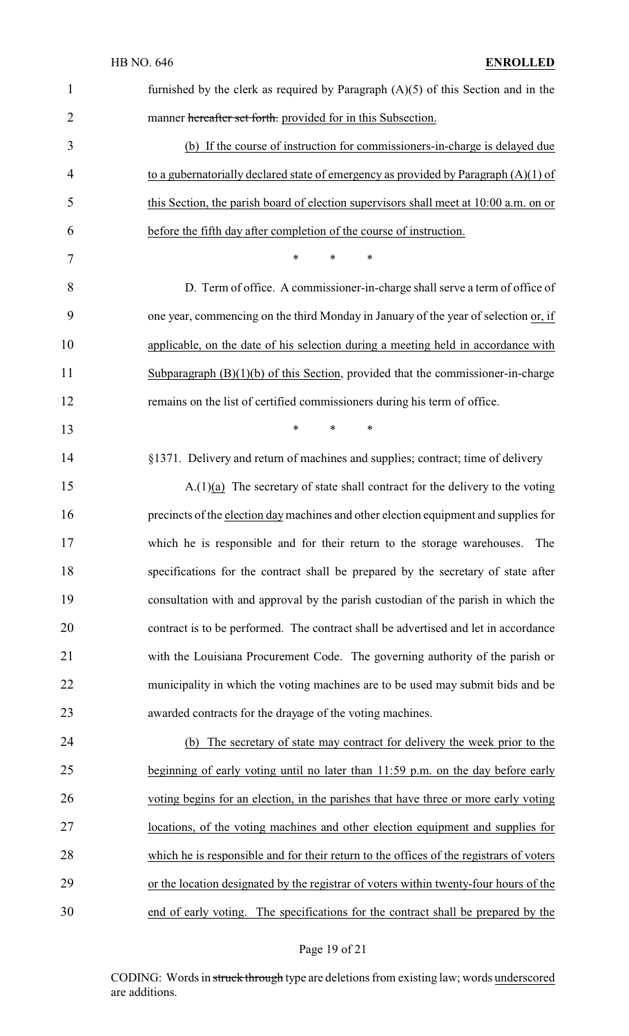furnished by the clerk as required by Paragraph (A)(5) of this Section and in the manner ~~hereafter set forth.~~ provided for in this Subsection.

(b) If the course of instruction for commissioners-in-charge is delayed due to a gubernatorially declared state of emergency as provided by Paragraph (A)(1) of this Section, the parish board of election supervisors shall meet at 10:00 a.m. on or before the fifth day after completion of the course of instruction.

\* \* \*

D. Term of office. A commissioner-in-charge shall serve a term of office of one year, commencing on the third Monday in January of the year of selection or, if applicable, on the date of his selection during a meeting held in accordance with Subparagraph (B)(1)(b) of this Section, provided that the commissioner-in-charge remains on the list of certified commissioners during his term of office.

\* \* \*

§1371. Delivery and return of machines and supplies; contract; time of delivery

A.(1)(a) The secretary of state shall contract for the delivery to the voting precincts of the election day machines and other election equipment and supplies for which he is responsible and for their return to the storage warehouses. The specifications for the contract shall be prepared by the secretary of state after consultation with and approval by the parish custodian of the parish in which the contract is to be performed. The contract shall be advertised and let in accordance with the Louisiana Procurement Code. The governing authority of the parish or municipality in which the voting machines are to be used may submit bids and be awarded contracts for the drayage of the voting machines.

(b) The secretary of state may contract for delivery the week prior to the beginning of early voting until no later than 11:59 p.m. on the day before early voting begins for an election, in the parishes that have three or more early voting locations, of the voting machines and other election equipment and supplies for which he is responsible and for their return to the offices of the registrars of voters or the location designated by the registrar of voters within twenty-four hours of the end of early voting. The specifications for the contract shall be prepared by the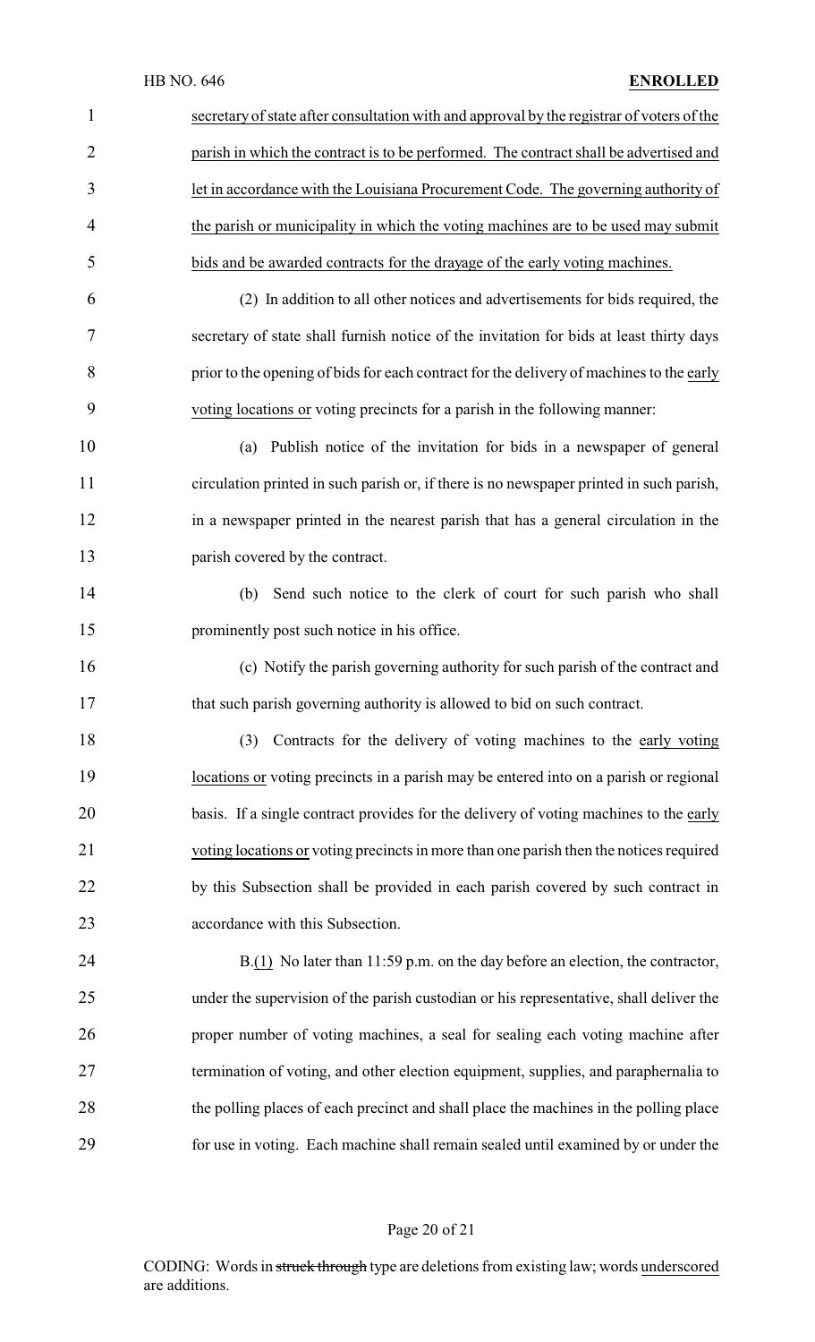secretary of state after consultation with and approval by the registrar of voters of the parish in which the contract is to be performed. The contract shall be advertised and let in accordance with the Louisiana Procurement Code. The governing authority of the parish or municipality in which the voting machines are to be used may submit bids and be awarded contracts for the drayage of the early voting machines.

(2) In addition to all other notices and advertisements for bids required, the secretary of state shall furnish notice of the invitation for bids at least thirty days prior to the opening of bids for each contract for the delivery of machines to the early voting locations or voting precincts for a parish in the following manner:

(a) Publish notice of the invitation for bids in a newspaper of general circulation printed in such parish or, if there is no newspaper printed in such parish, in a newspaper printed in the nearest parish that has a general circulation in the parish covered by the contract.

(b) Send such notice to the clerk of court for such parish who shall prominently post such notice in his office.

(c) Notify the parish governing authority for such parish of the contract and that such parish governing authority is allowed to bid on such contract.

(3) Contracts for the delivery of voting machines to the early voting locations or voting precincts in a parish may be entered into on a parish or regional basis. If a single contract provides for the delivery of voting machines to the early voting locations or voting precincts in more than one parish then the notices required by this Subsection shall be provided in each parish covered by such contract in accordance with this Subsection.

B.(1) No later than 11:59 p.m. on the day before an election, the contractor, under the supervision of the parish custodian or his representative, shall deliver the proper number of voting machines, a seal for sealing each voting machine after termination of voting, and other election equipment, supplies, and paraphernalia to the polling places of each precinct and shall place the machines in the polling place for use in voting. Each machine shall remain sealed until examined by or under the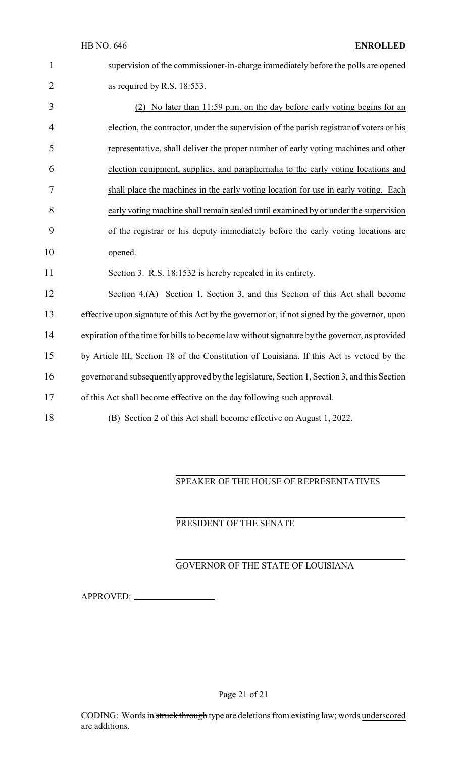supervision of the commissioner-in-charge immediately before the polls are opened as required by R.S. 18:553.

(2) No later than 11:59 p.m. on the day before early voting begins for an election, the contractor, under the supervision of the parish registrar of voters or his representative, shall deliver the proper number of early voting machines and other election equipment, supplies, and paraphernalia to the early voting locations and shall place the machines in the early voting location for use in early voting. Each early voting machine shall remain sealed until examined by or under the supervision of the registrar or his deputy immediately before the early voting locations are opened.

Section 3. R.S. 18:1532 is hereby repealed in its entirety.

Section 4.(A) Section 1, Section 3, and this Section of this Act shall become effective upon signature of this Act by the governor or, if not signed by the governor, upon expiration of the time for bills to become law without signature by the governor, as provided by Article III, Section 18 of the Constitution of Louisiana. If this Act is vetoed by the governor and subsequently approved by the legislature, Section 1, Section 3, and this Section of this Act shall become effective on the day following such approval.

(B) Section 2 of this Act shall become effective on August 1, 2022.

SPEAKER OF THE HOUSE OF REPRESENTATIVES

PRESIDENT OF THE SENATE

GOVERNOR OF THE STATE OF LOUISIANA

APPROVED: ___________________

CODING: Words in struck through type are deletions from existing law; words underscored are additions.